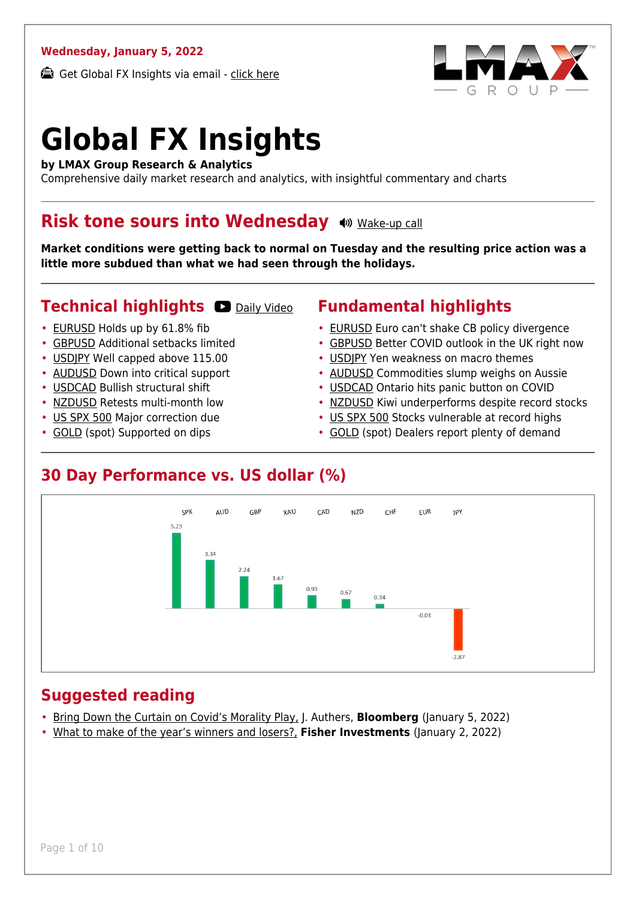**Wednesday, January 5, 2022**

Get Global FX Insights via email - click here

# Global FX Insights

**by LMAX Group Research & Analytics**

Comprehensive daily market research and analytics, with insightful commentary and charts

## Risk tone sours into Wednesday

Wake-up call

**Market conditions were getting back to normal on Tuesday and the resulting price action was a little more subdued than what we had seen through the holidays.**

## Technical highlights

Daily Video

- EURUSD Holds up by 61.8% fib
- GBPUSD Additional setbacks limited
- USDJPY Well capped above 115.00
- AUDUSD Down into critical support
- USDCAD Bullish structural shift
- NZDUSD Retests multi-month low
- US SPX 500 Major correction due
- GOLD (spot) Supported on dips

## Fundamental highlights

- EURUSD Euro can't shake CB policy divergence
- GBPUSD Better COVID outlook in the UK right now
- USDJPY Yen weakness on macro themes
- AUDUSD Commodities slump weighs on Aussie
- USDCAD Ontario hits panic button on COVID
- NZDUSD Kiwi underperforms despite record stocks
- US SPX 500 Stocks vulnerable at record highs
- GOLD (spot) Dealers report plenty of demand

## 30 Day Performance vs. US dollar (%)

| SPX | AUD | GBP | XAU | CAD | NZD | CHF | EUR | JPY |
|---|---|---|---|---|---|---|---|---|
| 5.23 | 3.34 | 2.24 | 1.67 | 0.93 | 0.67 | 0.34 | -0.03 | -2.87 |

## Suggested reading

- Bring Down the Curtain on Covid's Morality Play, J. Authers, **Bloomberg** (January 5, 2022)
- What to make of the year's winners and losers?, **Fisher Investments** (January 2, 2022)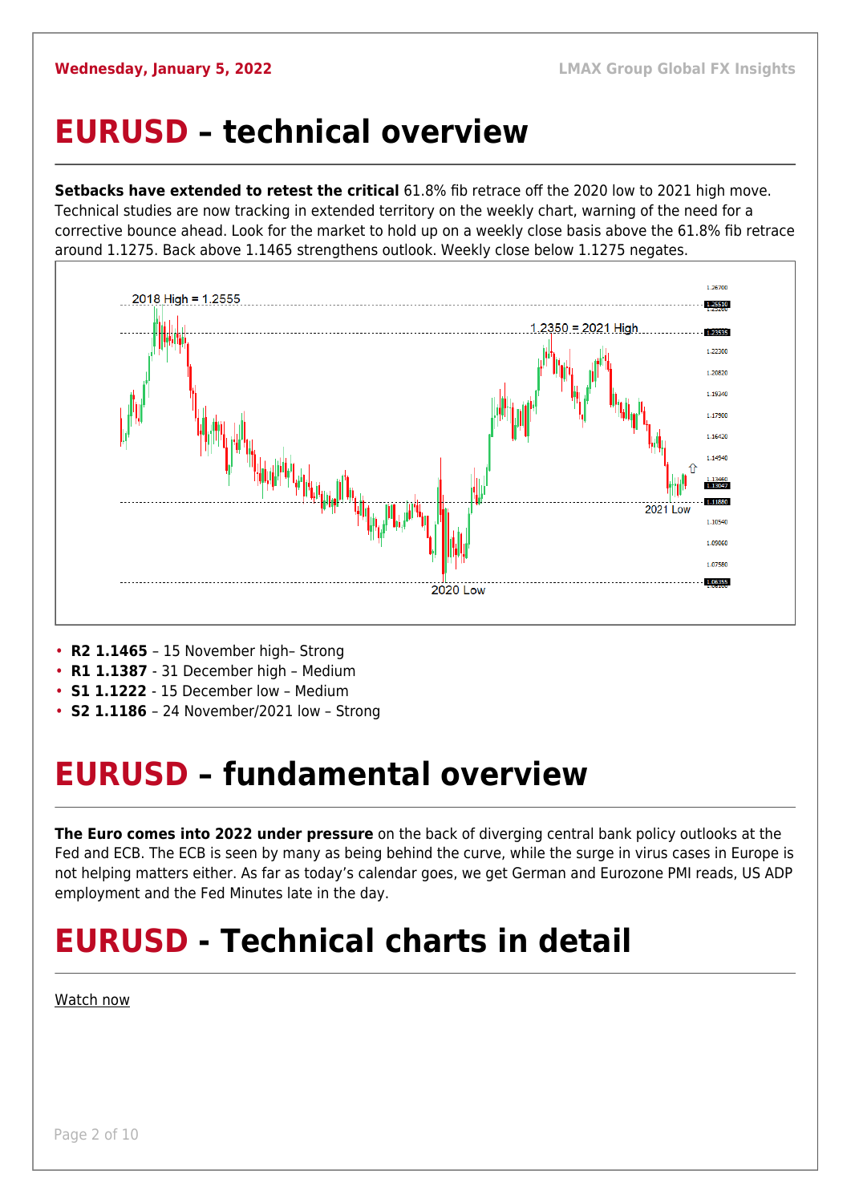# EURUSD – technical overview

**Setbacks have extended to retest the critical** 61.8% fib retrace off the 2020 low to 2021 high move. Technical studies are now tracking in extended territory on the weekly chart, warning of the need for a corrective bounce ahead. Look for the market to hold up on a weekly close basis above the 61.8% fib retrace around 1.1275. Back above 1.1465 strengthens outlook. Weekly close below 1.1275 negates.

- **R2 1.1465** – 15 November high– Strong
- **R1 1.1387** - 31 December high – Medium
- **S1 1.1222** - 15 December low – Medium
- **S2 1.1186** – 24 November/2021 low – Strong

# EURUSD – fundamental overview

**The Euro comes into 2022 under pressure** on the back of diverging central bank policy outlooks at the Fed and ECB. The ECB is seen by many as being behind the curve, while the surge in virus cases in Europe is not helping matters either. As far as today's calendar goes, we get German and Eurozone PMI reads, US ADP employment and the Fed Minutes late in the day.

# EURUSD - Technical charts in detail

Watch now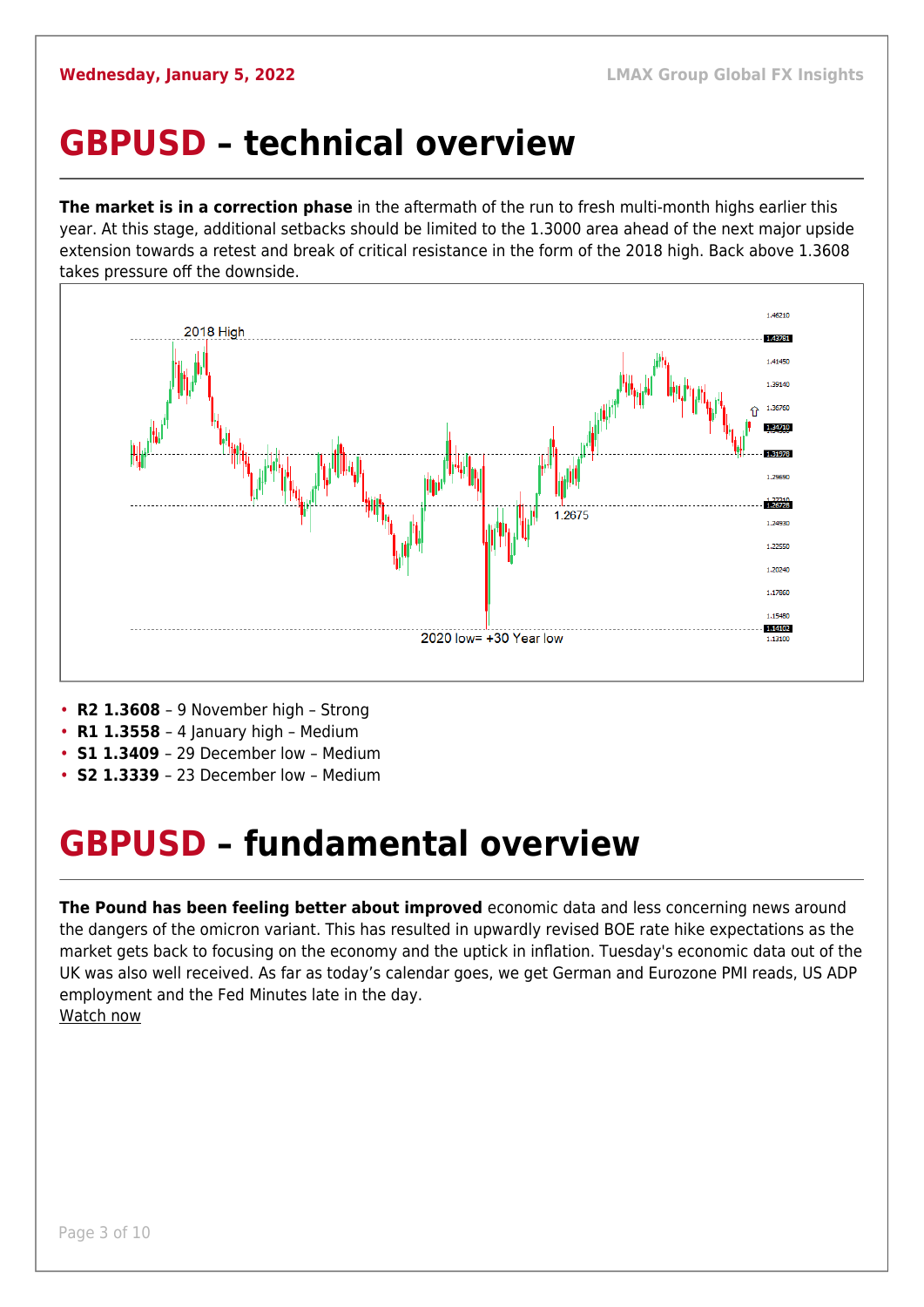# GBPUSD – technical overview

**The market is in a correction phase** in the aftermath of the run to fresh multi-month highs earlier this year. At this stage, additional setbacks should be limited to the 1.3000 area ahead of the next major upside extension towards a retest and break of critical resistance in the form of the 2018 high. Back above 1.3608 takes pressure off the downside.

- **R2 1.3608** – 9 November high – Strong
- **R1 1.3558** – 4 January high – Medium
- **S1 1.3409** – 29 December low – Medium
- **S2 1.3339** – 23 December low – Medium

# GBPUSD – fundamental overview

**The Pound has been feeling better about improved** economic data and less concerning news around the dangers of the omicron variant. This has resulted in upwardly revised BOE rate hike expectations as the market gets back to focusing on the economy and the uptick in inflation. Tuesday's economic data out of the UK was also well received. As far as today's calendar goes, we get German and Eurozone PMI reads, US ADP employment and the Fed Minutes late in the day.

Watch now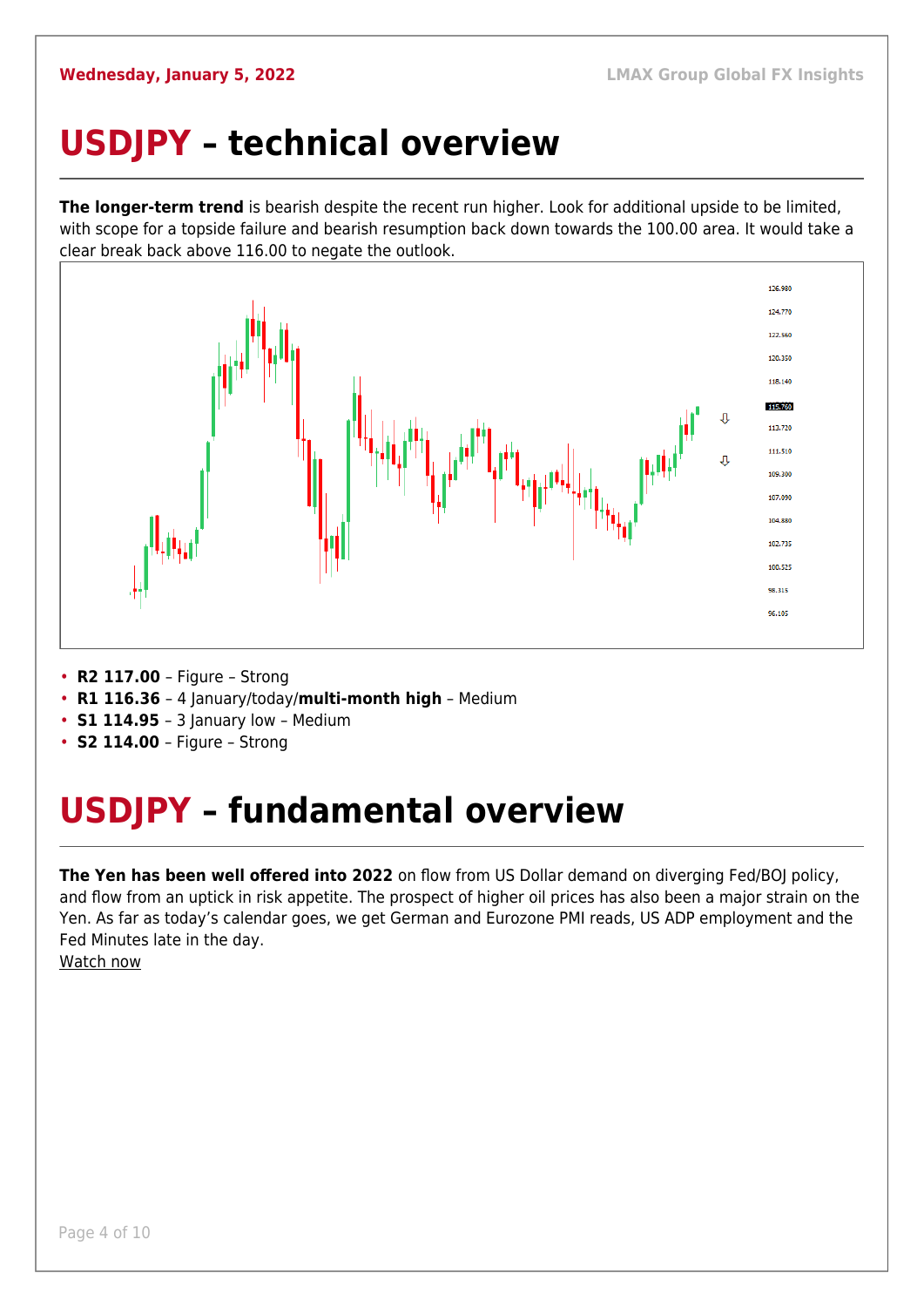# USDJPY – technical overview

**The longer-term trend** is bearish despite the recent run higher. Look for additional upside to be limited, with scope for a topside failure and bearish resumption back down towards the 100.00 area. It would take a clear break back above 116.00 to negate the outlook.

- **R2 117.00** – Figure – Strong
- **R1 116.36** – 4 January/today/**multi-month high** – Medium
- **S1 114.95** – 3 January low – Medium
- **S2 114.00** – Figure – Strong

# USDJPY – fundamental overview

**The Yen has been well offered into 2022** on flow from US Dollar demand on diverging Fed/BOJ policy, and flow from an uptick in risk appetite. The prospect of higher oil prices has also been a major strain on the Yen. As far as today's calendar goes, we get German and Eurozone PMI reads, US ADP employment and the Fed Minutes late in the day.

Watch now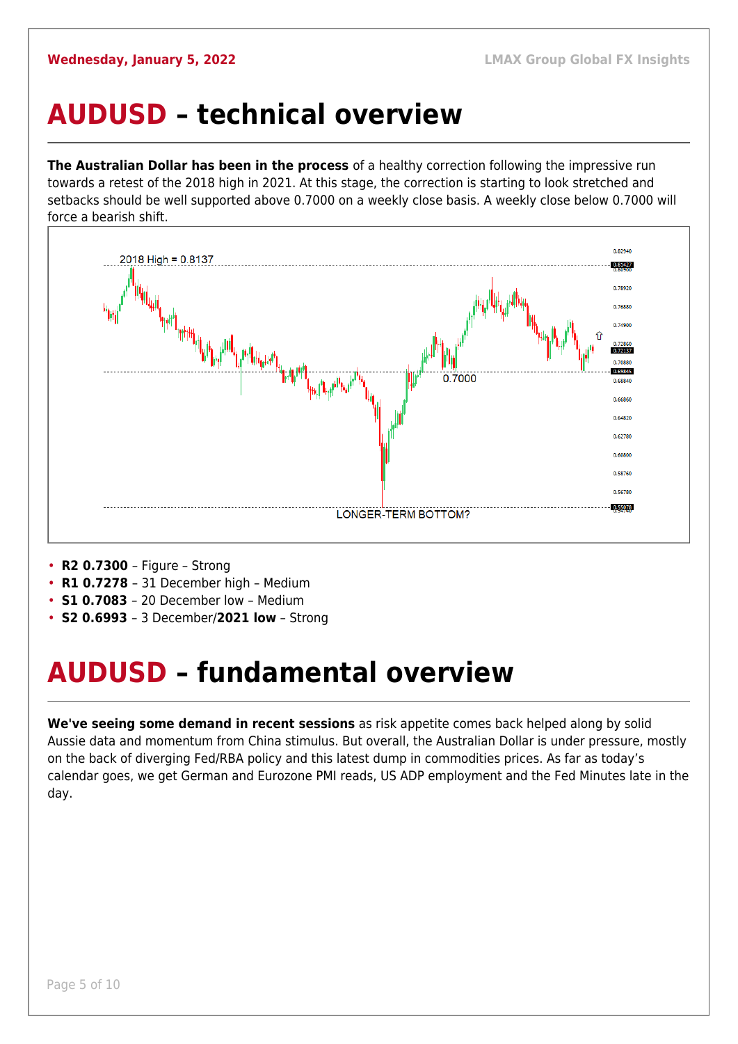# AUDUSD – technical overview

**The Australian Dollar has been in the process** of a healthy correction following the impressive run towards a retest of the 2018 high in 2021. At this stage, the correction is starting to look stretched and setbacks should be well supported above 0.7000 on a weekly close basis. A weekly close below 0.7000 will force a bearish shift.

- **R2 0.7300** – Figure – Strong
- **R1 0.7278** – 31 December high – Medium
- **S1 0.7083** – 20 December low – Medium
- **S2 0.6993** – 3 December/**2021 low** – Strong

# AUDUSD – fundamental overview

**We've seeing some demand in recent sessions** as risk appetite comes back helped along by solid Aussie data and momentum from China stimulus. But overall, the Australian Dollar is under pressure, mostly on the back of diverging Fed/RBA policy and this latest dump in commodities prices. As far as today's calendar goes, we get German and Eurozone PMI reads, US ADP employment and the Fed Minutes late in the day.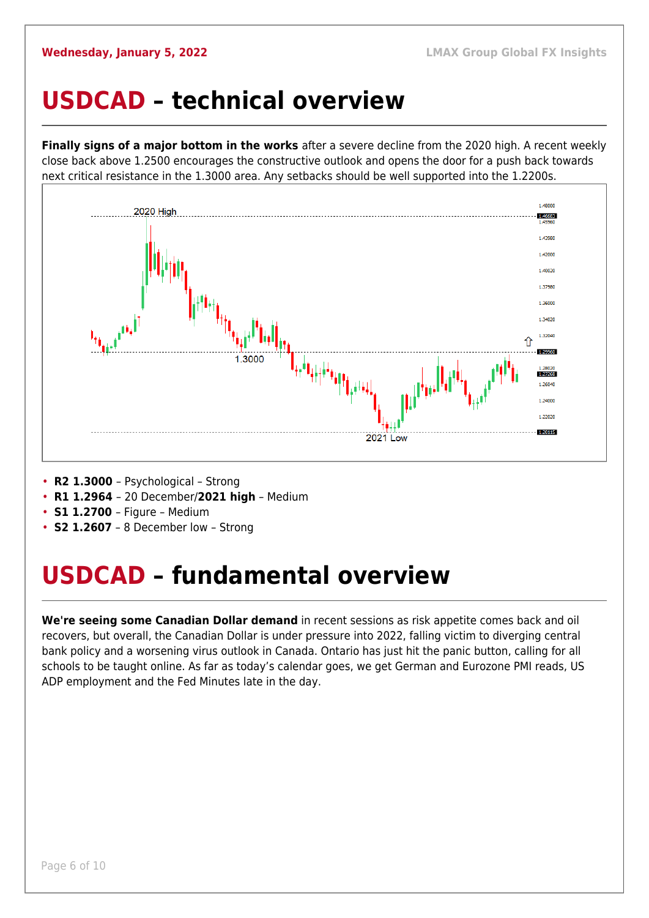# USDCAD – technical overview

**Finally signs of a major bottom in the works** after a severe decline from the 2020 high. A recent weekly close back above 1.2500 encourages the constructive outlook and opens the door for a push back towards next critical resistance in the 1.3000 area. Any setbacks should be well supported into the 1.2200s.

- **R2 1.3000** – Psychological – Strong
- **R1 1.2964** – 20 December/**2021 high** – Medium
- **S1 1.2700** – Figure – Medium
- **S2 1.2607** – 8 December low – Strong

# USDCAD – fundamental overview

**We're seeing some Canadian Dollar demand** in recent sessions as risk appetite comes back and oil recovers, but overall, the Canadian Dollar is under pressure into 2022, falling victim to diverging central bank policy and a worsening virus outlook in Canada. Ontario has just hit the panic button, calling for all schools to be taught online. As far as today's calendar goes, we get German and Eurozone PMI reads, US ADP employment and the Fed Minutes late in the day.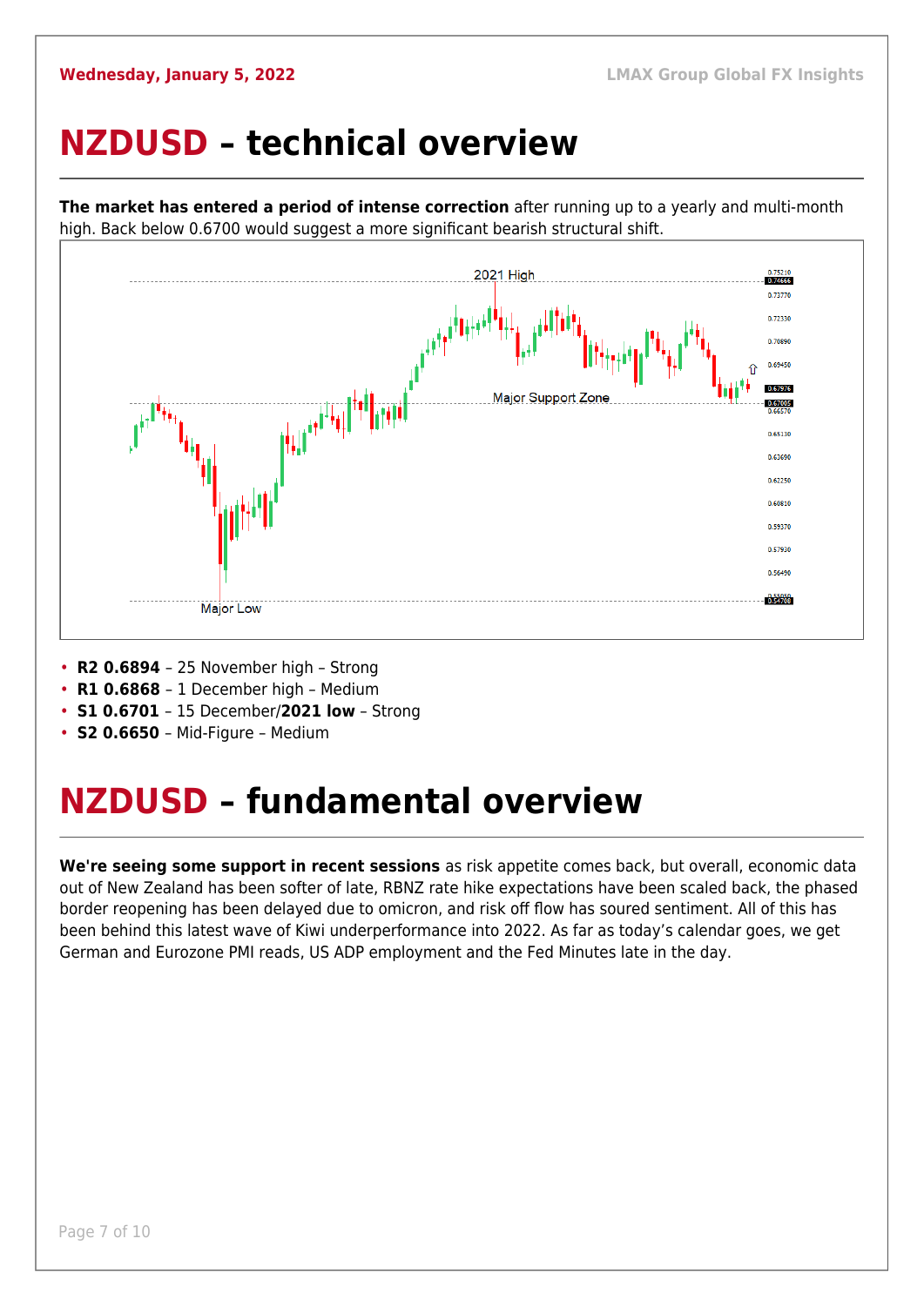# NZDUSD – technical overview

**The market has entered a period of intense correction** after running up to a yearly and multi-month high. Back below 0.6700 would suggest a more significant bearish structural shift.

- **R2 0.6894** – 25 November high – Strong
- **R1 0.6868** – 1 December high – Medium
- **S1 0.6701** – 15 December/**2021 low** – Strong
- **S2 0.6650** – Mid-Figure – Medium

# NZDUSD – fundamental overview

**We're seeing some support in recent sessions** as risk appetite comes back, but overall, economic data out of New Zealand has been softer of late, RBNZ rate hike expectations have been scaled back, the phased border reopening has been delayed due to omicron, and risk off flow has soured sentiment. All of this has been behind this latest wave of Kiwi underperformance into 2022. As far as today's calendar goes, we get German and Eurozone PMI reads, US ADP employment and the Fed Minutes late in the day.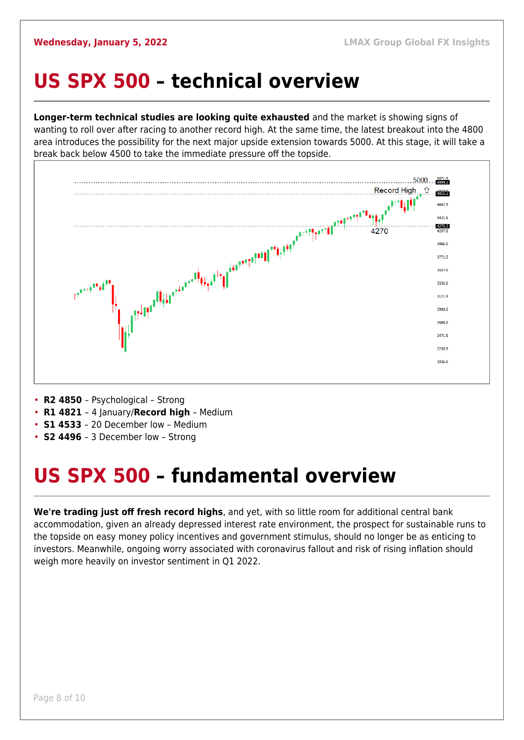# US SPX 500 – technical overview

**Longer-term technical studies are looking quite exhausted** and the market is showing signs of wanting to roll over after racing to another record high. At the same time, the latest breakout into the 4800 area introduces the possibility for the next major upside extension towards 5000. At this stage, it will take a break back below 4500 to take the immediate pressure off the topside.

- **R2 4850** – Psychological – Strong
- **R1 4821** – 4 January/**Record high** – Medium
- **S1 4533** – 20 December low – Medium
- **S2 4496** – 3 December low – Strong

# US SPX 500 – fundamental overview

**We're trading just off fresh record highs**, and yet, with so little room for additional central bank accommodation, given an already depressed interest rate environment, the prospect for sustainable runs to the topside on easy money policy incentives and government stimulus, should no longer be as enticing to investors. Meanwhile, ongoing worry associated with coronavirus fallout and risk of rising inflation should weigh more heavily on investor sentiment in Q1 2022.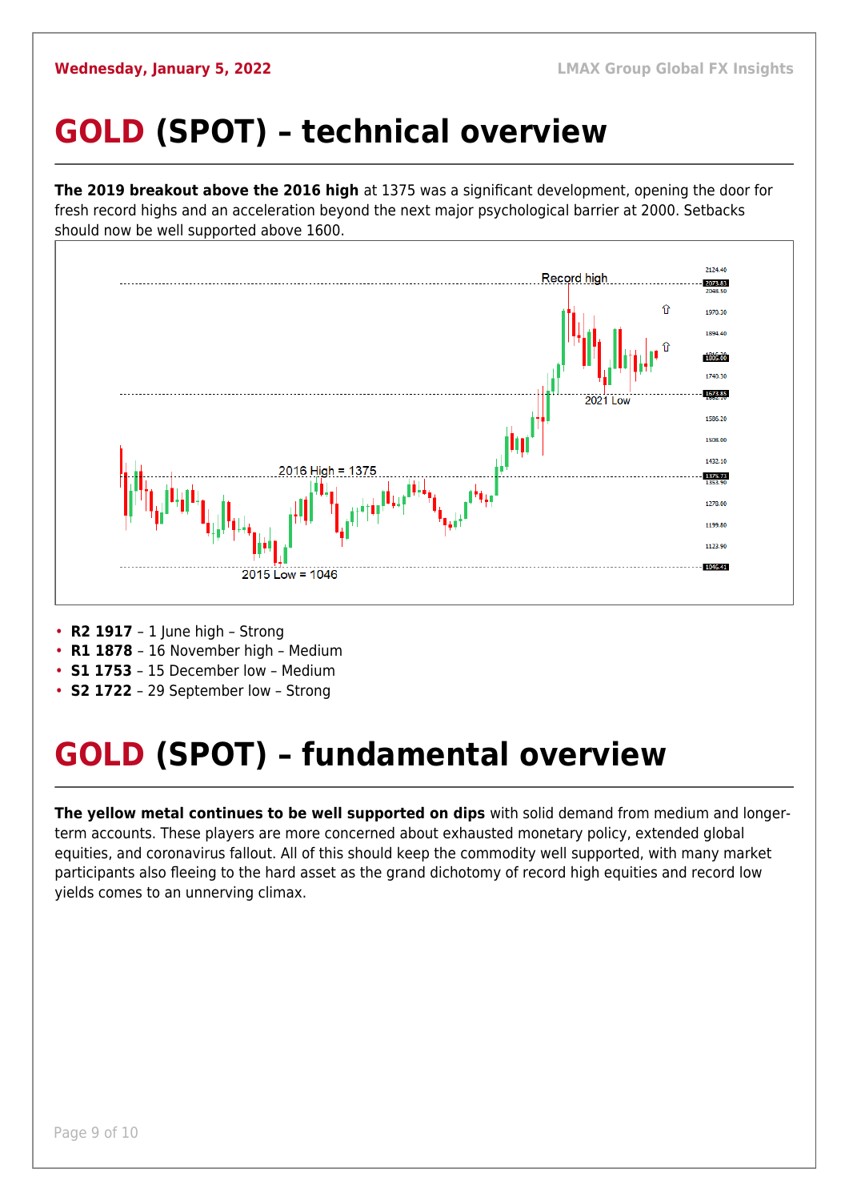# GOLD (SPOT) – technical overview

**The 2019 breakout above the 2016 high** at 1375 was a significant development, opening the door for fresh record highs and an acceleration beyond the next major psychological barrier at 2000. Setbacks should now be well supported above 1600.

- **R2 1917** – 1 June high – Strong
- **R1 1878** – 16 November high – Medium
- **S1 1753** – 15 December low – Medium
- **S2 1722** – 29 September low – Strong

# GOLD (SPOT) – fundamental overview

**The yellow metal continues to be well supported on dips** with solid demand from medium and longer-term accounts. These players are more concerned about exhausted monetary policy, extended global equities, and coronavirus fallout. All of this should keep the commodity well supported, with many market participants also fleeing to the hard asset as the grand dichotomy of record high equities and record low yields comes to an unnerving climax.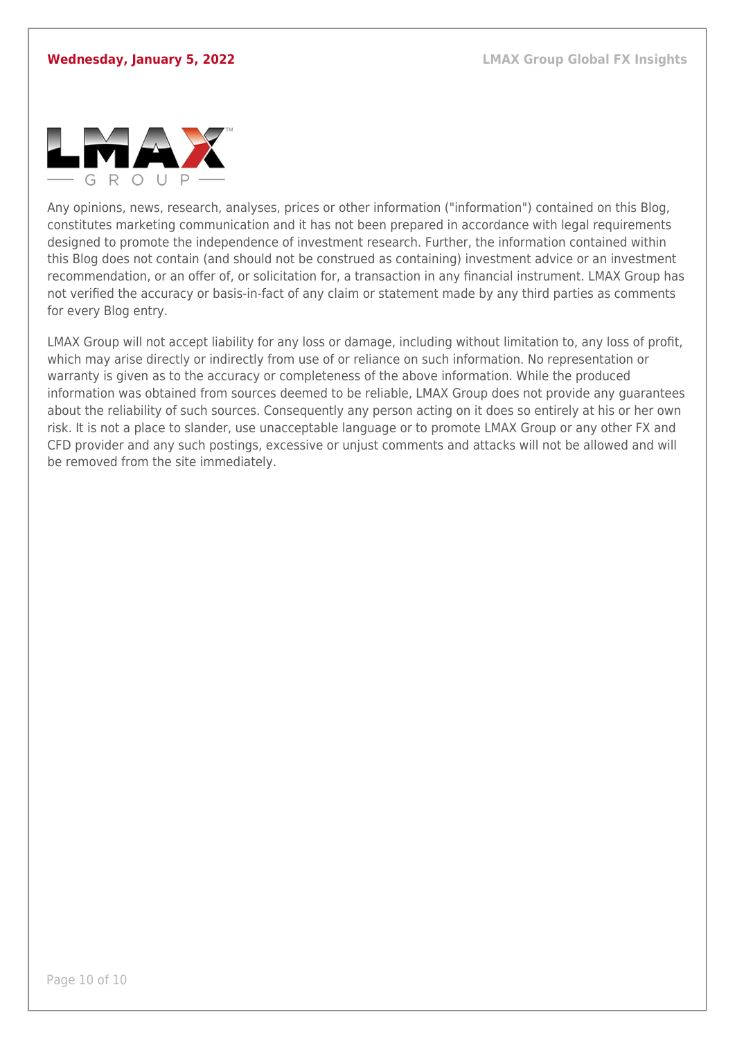Any opinions, news, research, analyses, prices or other information ("information") contained on this Blog, constitutes marketing communication and it has not been prepared in accordance with legal requirements designed to promote the independence of investment research. Further, the information contained within this Blog does not contain (and should not be construed as containing) investment advice or an investment recommendation, or an offer of, or solicitation for, a transaction in any financial instrument. LMAX Group has not verified the accuracy or basis-in-fact of any claim or statement made by any third parties as comments for every Blog entry.

LMAX Group will not accept liability for any loss or damage, including without limitation to, any loss of profit, which may arise directly or indirectly from use of or reliance on such information. No representation or warranty is given as to the accuracy or completeness of the above information. While the produced information was obtained from sources deemed to be reliable, LMAX Group does not provide any guarantees about the reliability of such sources. Consequently any person acting on it does so entirely at his or her own risk. It is not a place to slander, use unacceptable language or to promote LMAX Group or any other FX and CFD provider and any such postings, excessive or unjust comments and attacks will not be allowed and will be removed from the site immediately.